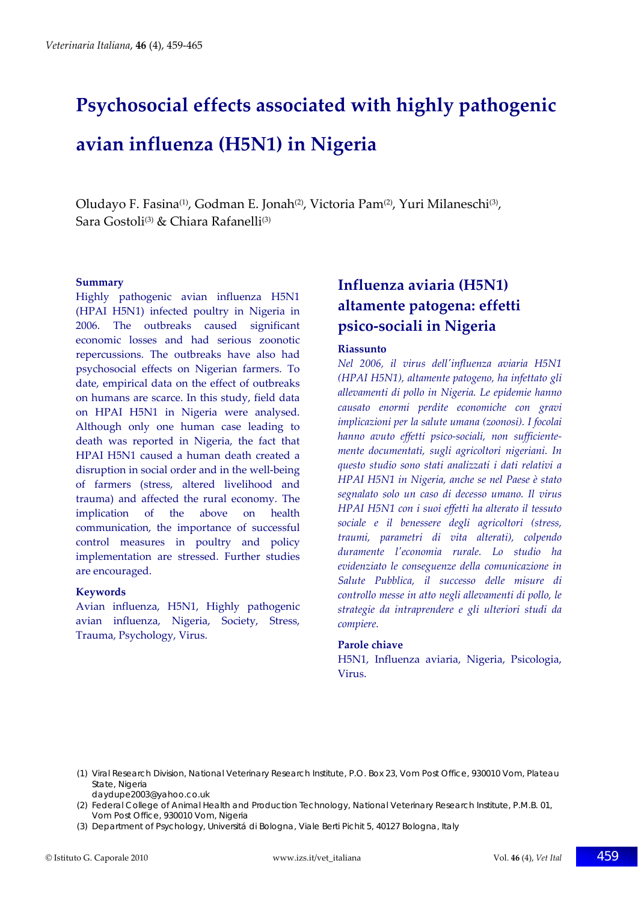# Psychosocial effects associated with highly pathogenic avian influenza (H5N1) in Nigeria

Oludayo F. Fasina[1], Godman E. Jonah[2], Victoria Pam[2], Yuri Milaneschi[3], Sara Gostoli[3] & Chiara Rafanelli[3]

### Summary

Highly pathogenic avian influenza H5N1 (HPAI H5N1) infected poultry in Nigeria in 2006. The outbreaks caused significant economic losses and had serious zoonotic repercussions. The outbreaks have also had psychosocial effects on Nigerian farmers. To date, empirical data on the effect of outbreaks on humans are scarce. In this study, field data on HPAI H5N1 in Nigeria were analysed. Although only one human case leading to death was reported in Nigeria, the fact that HPAI H5N1 caused a human death created a disruption in social order and in the well-being of farmers (stress, altered livelihood and trauma) and affected the rural economy. The implication of the above on health communication, the importance of successful control measures in poultry and policy implementation are stressed. Further studies are encouraged.

### Keywords

Avian influenza, H5N1, Highly pathogenic avian influenza, Nigeria, Society, Stress, Trauma, Psychology, Virus.

## Influenza aviaria (H5N1) altamente patogena: effetti psico-sociali in Nigeria

### Riassunto

*Nel 2006, il virus dell'influenza aviaria H5N1 (HPAI H5N1), altamente patogeno, ha infettato gli allevamenti di pollo in Nigeria. Le epidemie hanno causato enormi perdite economiche con gravi implicazioni per la salute umana (zoonosi). I focolai hanno avuto effetti psico-sociali, non sufficientemente documentati, sugli agricoltori nigeriani. In questo studio sono stati analizzati i dati relativi a HPAI H5N1 in Nigeria, anche se nel Paese è stato segnalato solo un caso di decesso umano. Il virus HPAI H5N1 con i suoi effetti ha alterato il tessuto sociale e il benessere degli agricoltori (stress, traumi, parametri di vita alterati), colpendo duramente l'economia rurale. Lo studio ha evidenziato le conseguenze della comunicazione in Salute Pubblica, il successo delle misure di controllo messe in atto negli allevamenti di pollo, le strategie da intraprendere e gli ulteriori studi da compiere.*

### Parole chiave

H5N1, Influenza aviaria, Nigeria, Psicologia, Virus.

---

(1) Viral Research Division, National Veterinary Research Institute, P.O. Box 23, Vom Post Office, 930010 Vom, Plateau State, Nigeria
daydupe2003@yahoo.co.uk

(2) Federal College of Animal Health and Production Technology, National Veterinary Research Institute, P.M.B. 01, Vom Post Office, 930010 Vom, Nigeria

(3) Department of Psychology, Universitá di Bologna, Viale Berti Pichit 5, 40127 Bologna, Italy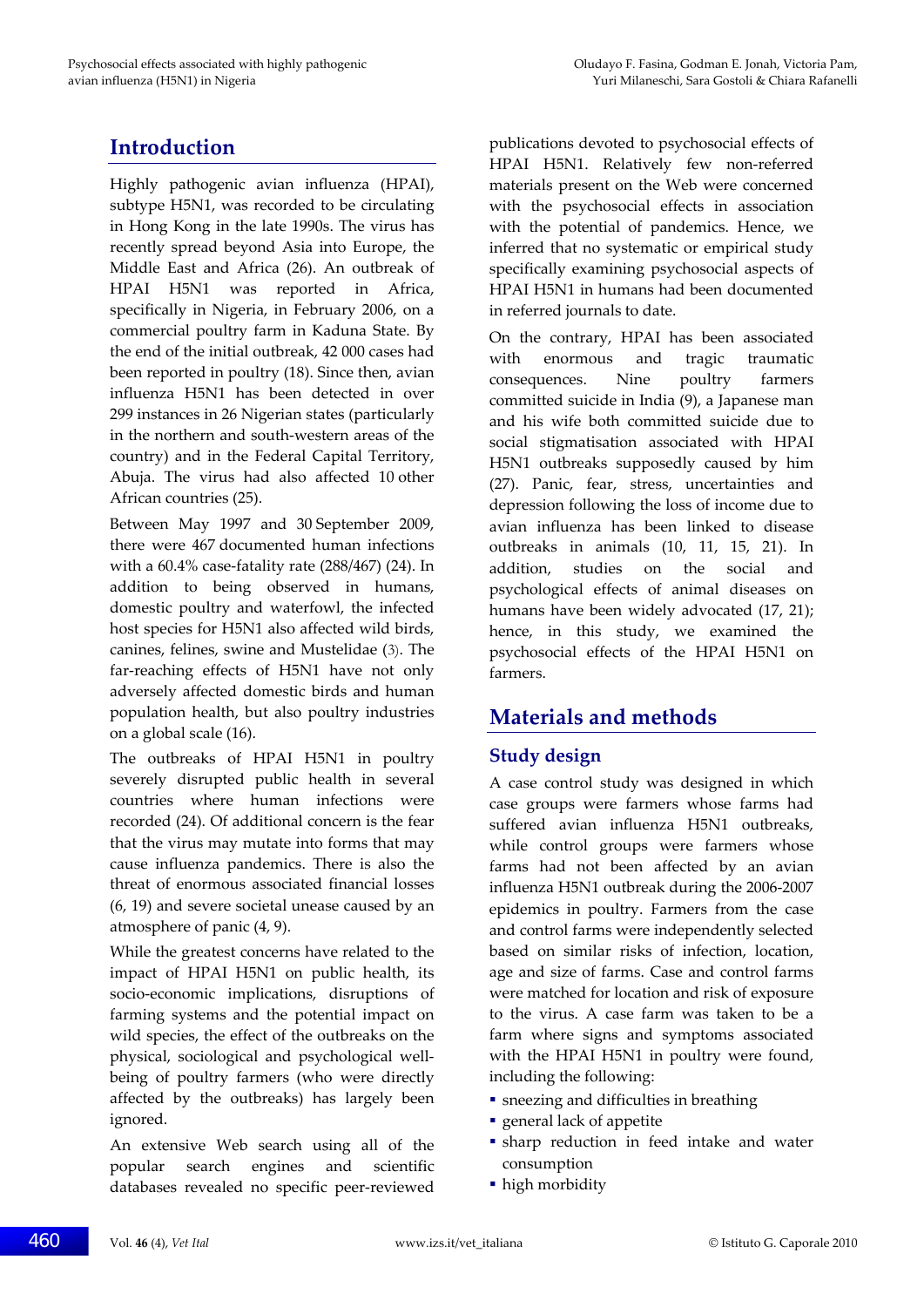## Introduction

Highly pathogenic avian influenza (HPAI), subtype H5N1, was recorded to be circulating in Hong Kong in the late 1990s. The virus has recently spread beyond Asia into Europe, the Middle East and Africa (26). An outbreak of HPAI H5N1 was reported in Africa, specifically in Nigeria, in February 2006, on a commercial poultry farm in Kaduna State. By the end of the initial outbreak, 42 000 cases had been reported in poultry (18). Since then, avian influenza H5N1 has been detected in over 299 instances in 26 Nigerian states (particularly in the northern and south-western areas of the country) and in the Federal Capital Territory, Abuja. The virus had also affected 10 other African countries (25).

Between May 1997 and 30 September 2009, there were 467 documented human infections with a 60.4% case-fatality rate (288/467) (24). In addition to being observed in humans, domestic poultry and waterfowl, the infected host species for H5N1 also affected wild birds, canines, felines, swine and Mustelidae (3). The far-reaching effects of H5N1 have not only adversely affected domestic birds and human population health, but also poultry industries on a global scale (16).

The outbreaks of HPAI H5N1 in poultry severely disrupted public health in several countries where human infections were recorded (24). Of additional concern is the fear that the virus may mutate into forms that may cause influenza pandemics. There is also the threat of enormous associated financial losses (6, 19) and severe societal unease caused by an atmosphere of panic (4, 9).

While the greatest concerns have related to the impact of HPAI H5N1 on public health, its socio-economic implications, disruptions of farming systems and the potential impact on wild species, the effect of the outbreaks on the physical, sociological and psychological well-being of poultry farmers (who were directly affected by the outbreaks) has largely been ignored.

An extensive Web search using all of the popular search engines and scientific databases revealed no specific peer-reviewed publications devoted to psychosocial effects of HPAI H5N1. Relatively few non-referred materials present on the Web were concerned with the psychosocial effects in association with the potential of pandemics. Hence, we inferred that no systematic or empirical study specifically examining psychosocial aspects of HPAI H5N1 in humans had been documented in referred journals to date.

On the contrary, HPAI has been associated with enormous and tragic traumatic consequences. Nine poultry farmers committed suicide in India (9), a Japanese man and his wife both committed suicide due to social stigmatisation associated with HPAI H5N1 outbreaks supposedly caused by him (27). Panic, fear, stress, uncertainties and depression following the loss of income due to avian influenza has been linked to disease outbreaks in animals (10, 11, 15, 21). In addition, studies on the social and psychological effects of animal diseases on humans have been widely advocated (17, 21); hence, in this study, we examined the psychosocial effects of the HPAI H5N1 on farmers.

## Materials and methods

### Study design

A case control study was designed in which case groups were farmers whose farms had suffered avian influenza H5N1 outbreaks, while control groups were farmers whose farms had not been affected by an avian influenza H5N1 outbreak during the 2006-2007 epidemics in poultry. Farmers from the case and control farms were independently selected based on similar risks of infection, location, age and size of farms. Case and control farms were matched for location and risk of exposure to the virus. A case farm was taken to be a farm where signs and symptoms associated with the HPAI H5N1 in poultry were found, including the following:

- sneezing and difficulties in breathing
- general lack of appetite
- sharp reduction in feed intake and water consumption
- high morbidity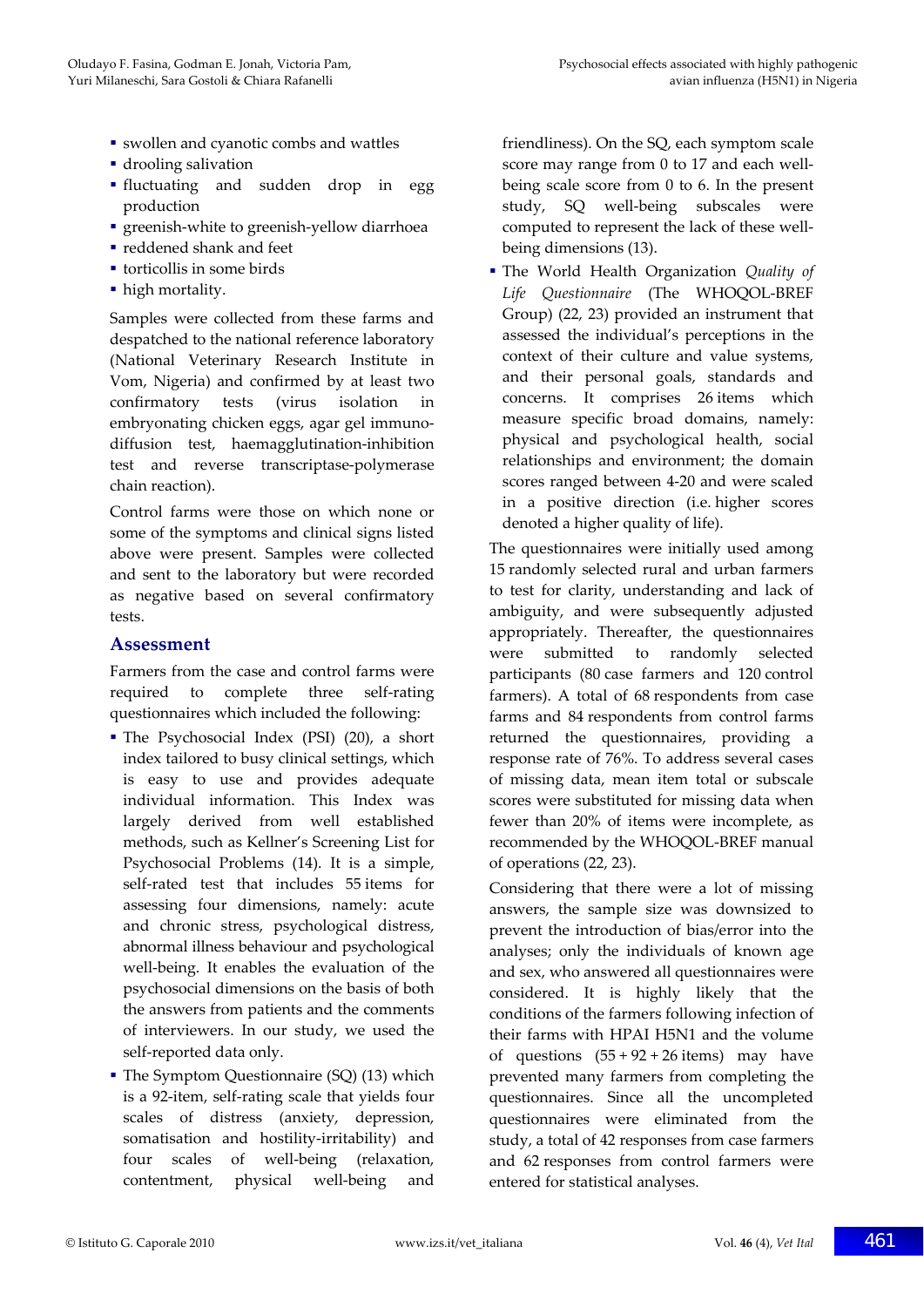- swollen and cyanotic combs and wattles
- drooling salivation
- fluctuating and sudden drop in egg production
- greenish-white to greenish-yellow diarrhoea
- reddened shank and feet
- torticollis in some birds
- high mortality.

Samples were collected from these farms and despatched to the national reference laboratory (National Veterinary Research Institute in Vom, Nigeria) and confirmed by at least two confirmatory tests (virus isolation in embryonating chicken eggs, agar gel immuno-diffusion test, haemagglutination-inhibition test and reverse transcriptase-polymerase chain reaction).

Control farms were those on which none or some of the symptoms and clinical signs listed above were present. Samples were collected and sent to the laboratory but were recorded as negative based on several confirmatory tests.

## Assessment

Farmers from the case and control farms were required to complete three self-rating questionnaires which included the following:

- The Psychosocial Index (PSI) (20), a short index tailored to busy clinical settings, which is easy to use and provides adequate individual information. This Index was largely derived from well established methods, such as Kellner's Screening List for Psychosocial Problems (14). It is a simple, self-rated test that includes 55 items for assessing four dimensions, namely: acute and chronic stress, psychological distress, abnormal illness behaviour and psychological well-being. It enables the evaluation of the psychosocial dimensions on the basis of both the answers from patients and the comments of interviewers. In our study, we used the self-reported data only.
- The Symptom Questionnaire (SQ) (13) which is a 92-item, self-rating scale that yields four scales of distress (anxiety, depression, somatisation and hostility-irritability) and four scales of well-being (relaxation, contentment, physical well-being and friendliness). On the SQ, each symptom scale score may range from 0 to 17 and each well-being scale score from 0 to 6. In the present study, SQ well-being subscales were computed to represent the lack of these well-being dimensions (13).
- The World Health Organization *Quality of Life Questionnaire* (The WHOQOL-BREF Group) (22, 23) provided an instrument that assessed the individual's perceptions in the context of their culture and value systems, and their personal goals, standards and concerns. It comprises 26 items which measure specific broad domains, namely: physical and psychological health, social relationships and environment; the domain scores ranged between 4-20 and were scaled in a positive direction (i.e. higher scores denoted a higher quality of life).

The questionnaires were initially used among 15 randomly selected rural and urban farmers to test for clarity, understanding and lack of ambiguity, and were subsequently adjusted appropriately. Thereafter, the questionnaires were submitted to randomly selected participants (80 case farmers and 120 control farmers). A total of 68 respondents from case farms and 84 respondents from control farms returned the questionnaires, providing a response rate of 76%. To address several cases of missing data, mean item total or subscale scores were substituted for missing data when fewer than 20% of items were incomplete, as recommended by the WHOQOL-BREF manual of operations (22, 23).

Considering that there were a lot of missing answers, the sample size was downsized to prevent the introduction of bias/error into the analyses; only the individuals of known age and sex, who answered all questionnaires were considered. It is highly likely that the conditions of the farmers following infection of their farms with HPAI H5N1 and the volume of questions (55 + 92 + 26 items) may have prevented many farmers from completing the questionnaires. Since all the uncompleted questionnaires were eliminated from the study, a total of 42 responses from case farmers and 62 responses from control farmers were entered for statistical analyses.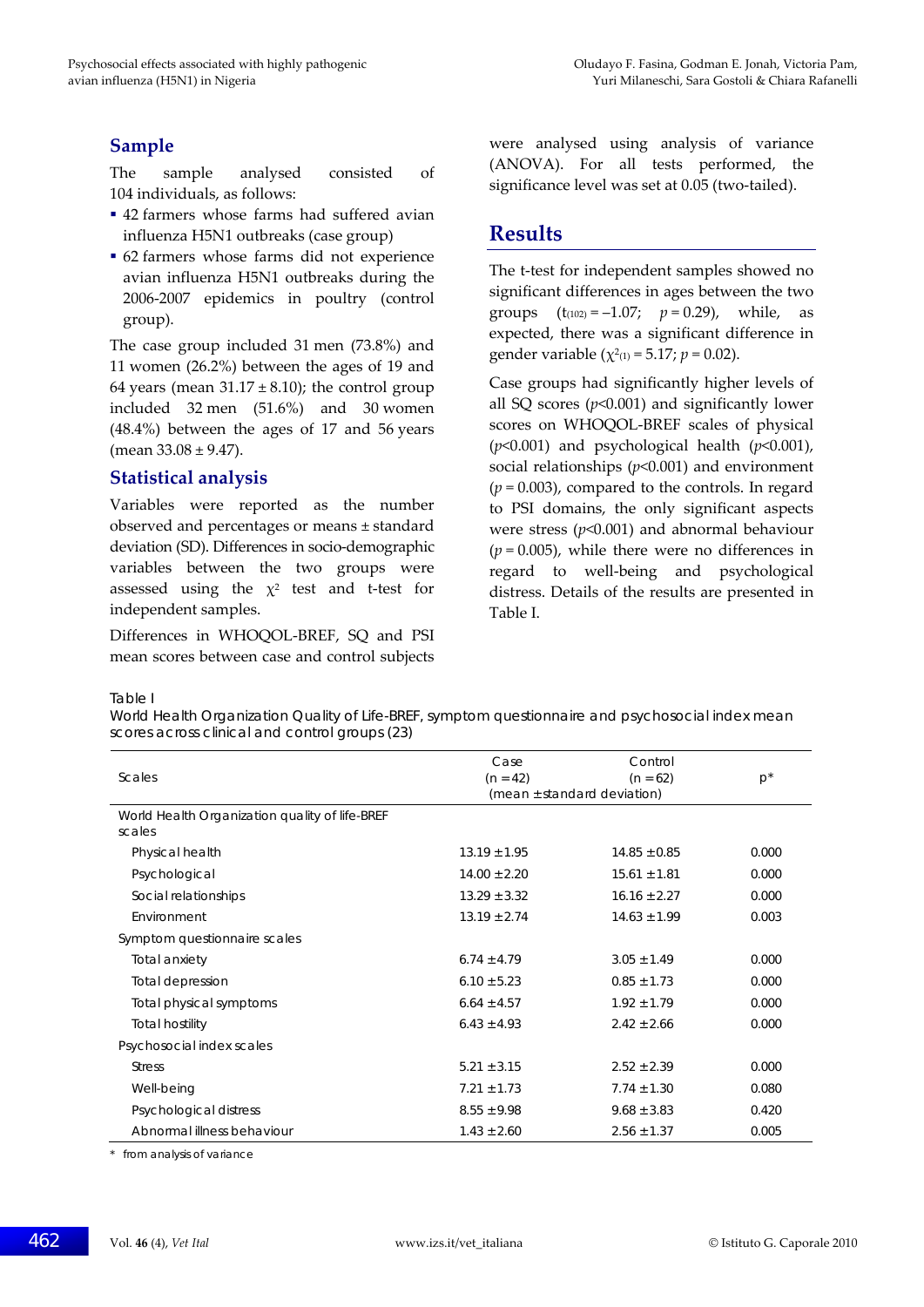## Sample

The sample analysed consisted of 104 individuals, as follows:

- 42 farmers whose farms had suffered avian influenza H5N1 outbreaks (case group)
- 62 farmers whose farms did not experience avian influenza H5N1 outbreaks during the 2006-2007 epidemics in poultry (control group).

The case group included 31 men (73.8%) and 11 women (26.2%) between the ages of 19 and 64 years (mean 31.17 ± 8.10); the control group included 32 men (51.6%) and 30 women (48.4%) between the ages of 17 and 56 years (mean 33.08 ± 9.47).

## Statistical analysis

Variables were reported as the number observed and percentages or means ± standard deviation (SD). Differences in socio-demographic variables between the two groups were assessed using the $\chi^2$ test and t-test for independent samples.

Differences in WHOQOL-BREF, SQ and PSI mean scores between case and control subjects were analysed using analysis of variance (ANOVA). For all tests performed, the significance level was set at 0.05 (two-tailed).

## Results

The t-test for independent samples showed no significant differences in ages between the two groups ($t_{(102)} = -1.07$; $p = 0.29$), while, as expected, there was a significant difference in gender variable ($\chi^2_{(1)} = 5.17$; $p = 0.02$).

Case groups had significantly higher levels of all SQ scores ($p<0.001$) and significantly lower scores on WHOQOL-BREF scales of physical ($p<0.001$) and psychological health ($p<0.001$), social relationships ($p<0.001$) and environment ($p = 0.003$), compared to the controls. In regard to PSI domains, the only significant aspects were stress ($p<0.001$) and abnormal behaviour ($p = 0.005$), while there were no differences in regard to well-being and psychological distress. Details of the results are presented in Table I.

Table I
World Health Organization Quality of Life-BREF, symptom questionnaire and psychosocial index mean scores across clinical and control groups (23)

| Scales | Case (n = 42) | Control (n = 62) | p* |
|---|---|---|---|
| | (mean ± standard deviation) | | |
| World Health Organization quality of life-BREF scales | | | |
| Physical health | 13.19 ± 1.95 | 14.85 ± 0.85 | 0.000 |
| Psychological | 14.00 ± 2.20 | 15.61 ± 1.81 | 0.000 |
| Social relationships | 13.29 ± 3.32 | 16.16 ± 2.27 | 0.000 |
| Environment | 13.19 ± 2.74 | 14.63 ± 1.99 | 0.003 |
| Symptom questionnaire scales | | | |
| Total anxiety | 6.74 ± 4.79 | 3.05 ± 1.49 | 0.000 |
| Total depression | 6.10 ± 5.23 | 0.85 ± 1.73 | 0.000 |
| Total physical symptoms | 6.64 ± 4.57 | 1.92 ± 1.79 | 0.000 |
| Total hostility | 6.43 ± 4.93 | 2.42 ± 2.66 | 0.000 |
| Psychosocial index scales | | | |
| Stress | 5.21 ± 3.15 | 2.52 ± 2.39 | 0.000 |
| Well-being | 7.21 ± 1.73 | 7.74 ± 1.30 | 0.080 |
| Psychological distress | 8.55 ± 9.98 | 9.68 ± 3.83 | 0.420 |
| Abnormal illness behaviour | 1.43 ± 2.60 | 2.56 ± 1.37 | 0.005 |

\* from analysis of variance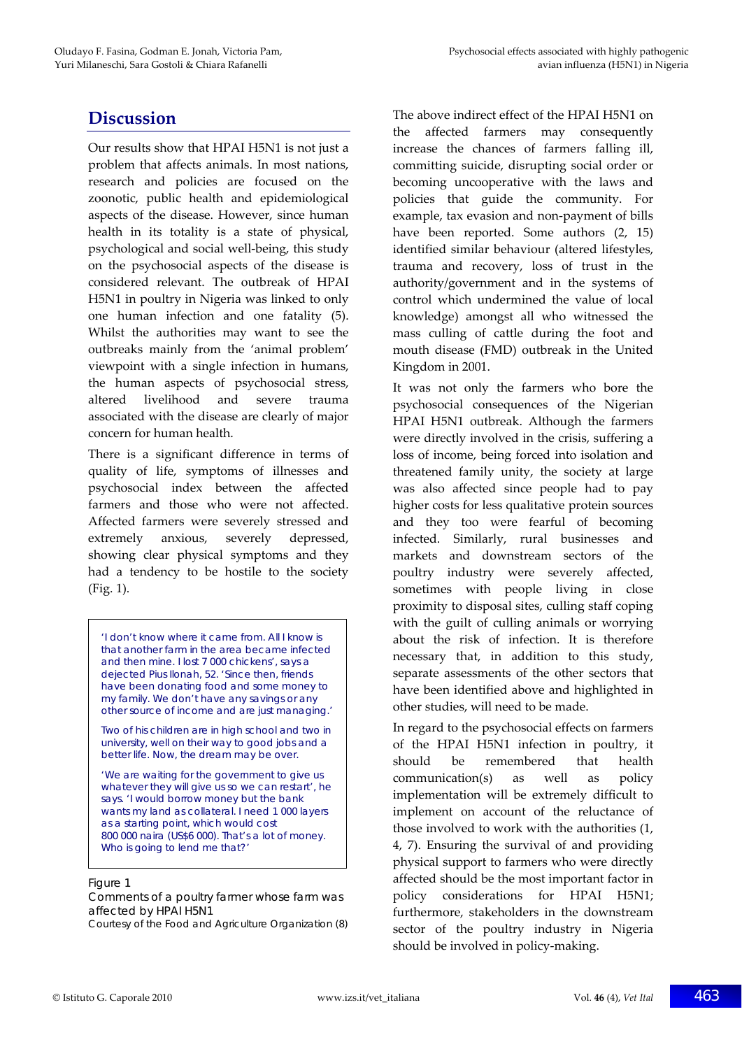## Discussion

Our results show that HPAI H5N1 is not just a problem that affects animals. In most nations, research and policies are focused on the zoonotic, public health and epidemiological aspects of the disease. However, since human health in its totality is a state of physical, psychological and social well-being, this study on the psychosocial aspects of the disease is considered relevant. The outbreak of HPAI H5N1 in poultry in Nigeria was linked to only one human infection and one fatality (5). Whilst the authorities may want to see the outbreaks mainly from the 'animal problem' viewpoint with a single infection in humans, the human aspects of psychosocial stress, altered livelihood and severe trauma associated with the disease are clearly of major concern for human health.

There is a significant difference in terms of quality of life, symptoms of illnesses and psychosocial index between the affected farmers and those who were not affected. Affected farmers were severely stressed and extremely anxious, severely depressed, showing clear physical symptoms and they had a tendency to be hostile to the society (Fig. 1).

> 'I don't know where it came from. All I know is that another farm in the area became infected and then mine. I lost 7 000 chickens', says a dejected Pius Ilonah, 52. 'Since then, friends have been donating food and some money to my family. We don't have any savings or any other source of income and are just managing.'
>
> Two of his children are in high school and two in university, well on their way to good jobs and a better life. Now, the dream may be over.
>
> 'We are waiting for the government to give us whatever they will give us so we can restart', he says. 'I would borrow money but the bank wants my land as collateral. I need 1 000 layers as a starting point, which would cost 800 000 naira (US$6 000). That's a lot of money. Who is going to lend me that?'

Figure 1
Comments of a poultry farmer whose farm was affected by HPAI H5N1
Courtesy of the Food and Agriculture Organization (8)

The above indirect effect of the HPAI H5N1 on the affected farmers may consequently increase the chances of farmers falling ill, committing suicide, disrupting social order or becoming uncooperative with the laws and policies that guide the community. For example, tax evasion and non-payment of bills have been reported. Some authors (2, 15) identified similar behaviour (altered lifestyles, trauma and recovery, loss of trust in the authority/government and in the systems of control which undermined the value of local knowledge) amongst all who witnessed the mass culling of cattle during the foot and mouth disease (FMD) outbreak in the United Kingdom in 2001.

It was not only the farmers who bore the psychosocial consequences of the Nigerian HPAI H5N1 outbreak. Although the farmers were directly involved in the crisis, suffering a loss of income, being forced into isolation and threatened family unity, the society at large was also affected since people had to pay higher costs for less qualitative protein sources and they too were fearful of becoming infected. Similarly, rural businesses and markets and downstream sectors of the poultry industry were severely affected, sometimes with people living in close proximity to disposal sites, culling staff coping with the guilt of culling animals or worrying about the risk of infection. It is therefore necessary that, in addition to this study, separate assessments of the other sectors that have been identified above and highlighted in other studies, will need to be made.

In regard to the psychosocial effects on farmers of the HPAI H5N1 infection in poultry, it should be remembered that health communication(s) as well as policy implementation will be extremely difficult to implement on account of the reluctance of those involved to work with the authorities (1, 4, 7). Ensuring the survival of and providing physical support to farmers who were directly affected should be the most important factor in policy considerations for HPAI H5N1; furthermore, stakeholders in the downstream sector of the poultry industry in Nigeria should be involved in policy-making.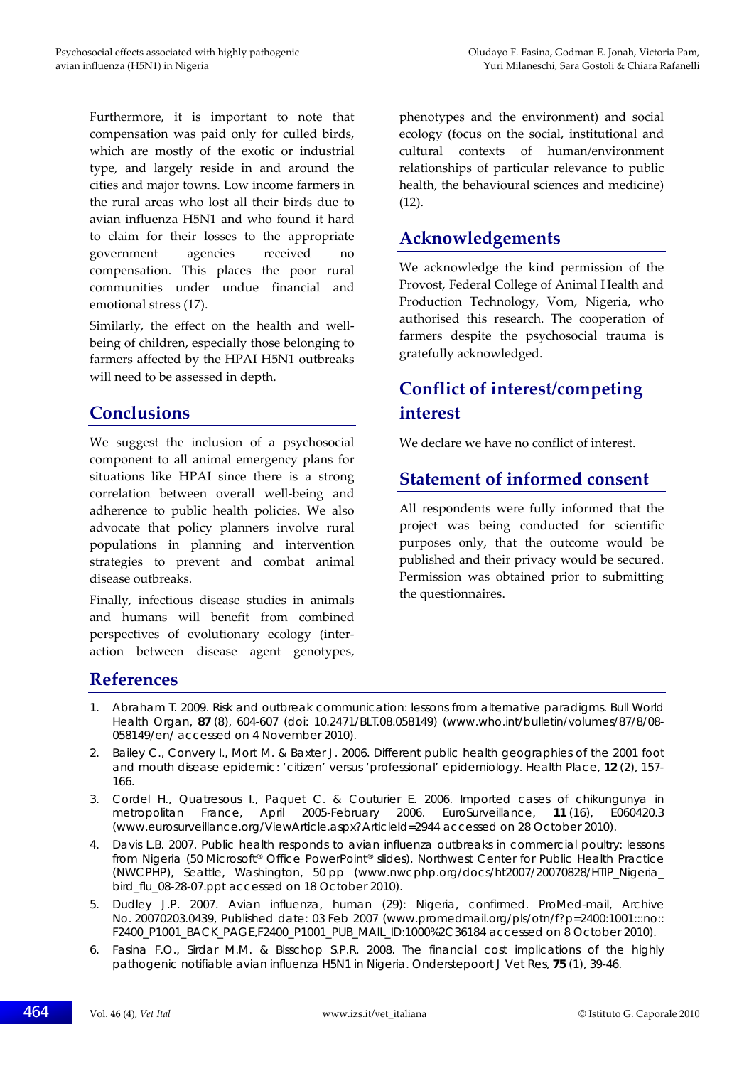Furthermore, it is important to note that compensation was paid only for culled birds, which are mostly of the exotic or industrial type, and largely reside in and around the cities and major towns. Low income farmers in the rural areas who lost all their birds due to avian influenza H5N1 and who found it hard to claim for their losses to the appropriate government agencies received no compensation. This places the poor rural communities under undue financial and emotional stress (17).

Similarly, the effect on the health and well-being of children, especially those belonging to farmers affected by the HPAI H5N1 outbreaks will need to be assessed in depth.

## Conclusions

We suggest the inclusion of a psychosocial component to all animal emergency plans for situations like HPAI since there is a strong correlation between overall well-being and adherence to public health policies. We also advocate that policy planners involve rural populations in planning and intervention strategies to prevent and combat animal disease outbreaks.

Finally, infectious disease studies in animals and humans will benefit from combined perspectives of evolutionary ecology (interaction between disease agent genotypes, phenotypes and the environment) and social ecology (focus on the social, institutional and cultural contexts of human/environment relationships of particular relevance to public health, the behavioural sciences and medicine) (12).

## Acknowledgements

We acknowledge the kind permission of the Provost, Federal College of Animal Health and Production Technology, Vom, Nigeria, who authorised this research. The cooperation of farmers despite the psychosocial trauma is gratefully acknowledged.

## Conflict of interest/competing interest

We declare we have no conflict of interest.

## Statement of informed consent

All respondents were fully informed that the project was being conducted for scientific purposes only, that the outcome would be published and their privacy would be secured. Permission was obtained prior to submitting the questionnaires.

## References

1. Abraham T. 2009. Risk and outbreak communication: lessons from alternative paradigms. Bull World Health Organ, **87** (8), 604-607 (doi: 10.2471/BLT.08.058149) (www.who.int/bulletin/volumes/87/8/08-058149/en/ accessed on 4 November 2010).
2. Bailey C., Convery I., Mort M. & Baxter J. 2006. Different public health geographies of the 2001 foot and mouth disease epidemic: 'citizen' versus 'professional' epidemiology. Health Place, **12** (2), 157-166.
3. Cordel H., Quatresous I., Paquet C. & Couturier E. 2006. Imported cases of chikungunya in metropolitan France, April 2005-February 2006. EuroSurveillance, **11** (16), E060420.3 (www.eurosurveillance.org/ViewArticle.aspx?ArticleId=2944 accessed on 28 October 2010).
4. Davis L.B. 2007. Public health responds to avian influenza outbreaks in commercial poultry: lessons from Nigeria (50 Microsoft® Office PowerPoint® slides). Northwest Center for Public Health Practice (NWCPHP), Seattle, Washington, 50 pp (www.nwcphp.org/docs/ht2007/20070828/HTIP_Nigeria_bird_flu_08-28-07.ppt accessed on 18 October 2010).
5. Dudley J.P. 2007. Avian influenza, human (29): Nigeria, confirmed. ProMed-mail, Archive No. 20070203.0439, Published date: 03 Feb 2007 (www.promedmail.org/pls/otn/f?p=2400:1001:::no::F2400_P1001_BACK_PAGE,F2400_P1001_PUB_MAIL_ID:1000%2C36184 accessed on 8 October 2010).
6. Fasina F.O., Sirdar M.M. & Bisschop S.P.R. 2008. The financial cost implications of the highly pathogenic notifiable avian influenza H5N1 in Nigeria. Onderstepoort J Vet Res, **75** (1), 39-46.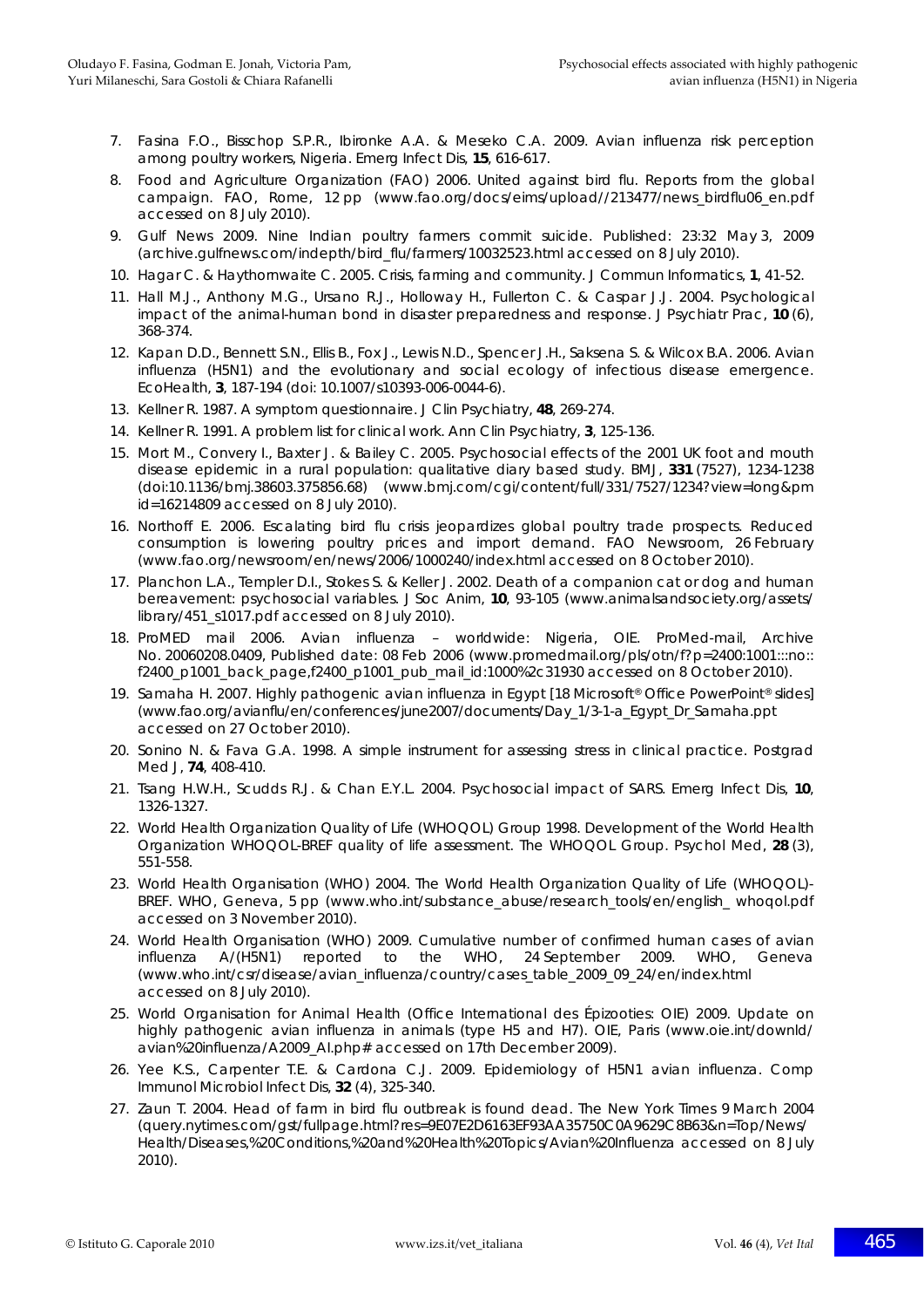7. Fasina F.O., Bisschop S.P.R., Ibironke A.A. & Meseko C.A. 2009. Avian influenza risk perception among poultry workers, Nigeria. Emerg Infect Dis, **15**, 616-617.
8. Food and Agriculture Organization (FAO) 2006. United against bird flu. Reports from the global campaign. FAO, Rome, 12 pp (www.fao.org/docs/eims/upload//213477/news_birdflu06_en.pdf accessed on 8 July 2010).
9. Gulf News 2009. Nine Indian poultry farmers commit suicide. Published: 23:32 May 3, 2009 (archive.gulfnews.com/indepth/bird_flu/farmers/10032523.html accessed on 8 July 2010).
10. Hagar C. & Haythornwaite C. 2005. Crisis, farming and community. J Commun Informatics, **1**, 41-52.
11. Hall M.J., Anthony M.G., Ursano R.J., Holloway H., Fullerton C. & Caspar J.J. 2004. Psychological impact of the animal-human bond in disaster preparedness and response. J Psychiatr Prac, **10** (6), 368-374.
12. Kapan D.D., Bennett S.N., Ellis B., Fox J., Lewis N.D., Spencer J.H., Saksena S. & Wilcox B.A. 2006. Avian influenza (H5N1) and the evolutionary and social ecology of infectious disease emergence. EcoHealth, **3**, 187-194 (doi: 10.1007/s10393-006-0044-6).
13. Kellner R. 1987. A symptom questionnaire. J Clin Psychiatry, **48**, 269-274.
14. Kellner R. 1991. A problem list for clinical work. Ann Clin Psychiatry, **3**, 125-136.
15. Mort M., Convery I., Baxter J. & Bailey C. 2005. Psychosocial effects of the 2001 UK foot and mouth disease epidemic in a rural population: qualitative diary based study. BMJ, **331** (7527), 1234-1238 (doi:10.1136/bmj.38603.375856.68) (www.bmj.com/cgi/content/full/331/7527/1234?view=long&pmid=16214809 accessed on 8 July 2010).
16. Northoff E. 2006. Escalating bird flu crisis jeopardizes global poultry trade prospects. Reduced consumption is lowering poultry prices and import demand. FAO Newsroom, 26 February (www.fao.org/newsroom/en/news/2006/1000240/index.html accessed on 8 October 2010).
17. Planchon L.A., Templer D.I., Stokes S. & Keller J. 2002. Death of a companion cat or dog and human bereavement: psychosocial variables. J Soc Anim, **10**, 93-105 (www.animalsandsociety.org/assets/library/451_s1017.pdf accessed on 8 July 2010).
18. ProMED mail 2006. Avian influenza – worldwide: Nigeria, OIE. ProMed-mail, Archive No. 20060208.0409, Published date: 08 Feb 2006 (www.promedmail.org/pls/otn/f?p=2400:1001:::no::f2400_p1001_back_page,f2400_p1001_pub_mail_id:1000%2c31930 accessed on 8 October 2010).
19. Samaha H. 2007. Highly pathogenic avian influenza in Egypt [18 Microsoft® Office PowerPoint® slides] (www.fao.org/avianflu/en/conferences/june2007/documents/Day_1/3-1-a_Egypt_Dr_Samaha.ppt accessed on 27 October 2010).
20. Sonino N. & Fava G.A. 1998. A simple instrument for assessing stress in clinical practice. Postgrad Med J, **74**, 408-410.
21. Tsang H.W.H., Scudds R.J. & Chan E.Y.L. 2004. Psychosocial impact of SARS. Emerg Infect Dis, **10**, 1326-1327.
22. World Health Organization Quality of Life (WHOQOL) Group 1998. Development of the World Health Organization WHOQOL-BREF quality of life assessment. The WHOQOL Group. Psychol Med, **28** (3), 551-558.
23. World Health Organisation (WHO) 2004. The World Health Organization Quality of Life (WHOQOL)-BREF. WHO, Geneva, 5 pp (www.who.int/substance_abuse/research_tools/en/english_ whoqol.pdf accessed on 3 November 2010).
24. World Health Organisation (WHO) 2009. Cumulative number of confirmed human cases of avian influenza A/(H5N1) reported to the WHO, 24 September 2009. WHO, Geneva (www.who.int/csr/disease/avian_influenza/country/cases_table_2009_09_24/en/index.html accessed on 8 July 2010).
25. World Organisation for Animal Health (Office International des Épizooties: OIE) 2009. Update on highly pathogenic avian influenza in animals (type H5 and H7). OIE, Paris (www.oie.int/downld/avian%20influenza/A2009_AI.php# accessed on 17th December 2009).
26. Yee K.S., Carpenter T.E. & Cardona C.J. 2009. Epidemiology of H5N1 avian influenza. Comp Immunol Microbiol Infect Dis, **32** (4), 325-340.
27. Zaun T. 2004. Head of farm in bird flu outbreak is found dead. The New York Times 9 March 2004 (query.nytimes.com/gst/fullpage.html?res=9E07E2D6163EF93AA35750C0A9629C8B63&n=Top/News/Health/Diseases,%20Conditions,%20and%20Health%20Topics/Avian%20Influenza accessed on 8 July 2010).